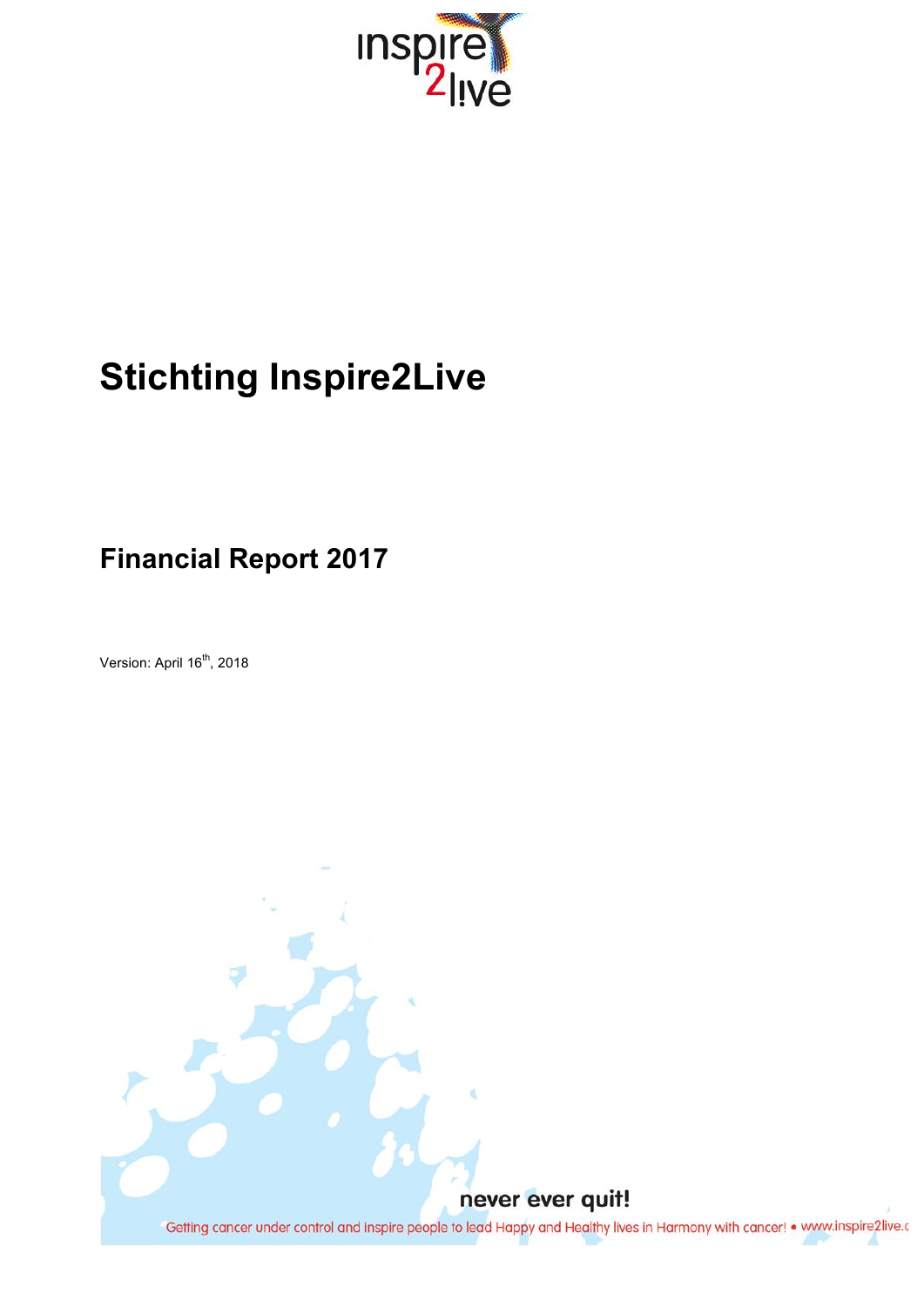# Stichting Inspire2Live

## Financial Report 2017

Version: April 16th, 2018

never ever quit!

Getting cancer under control and inspire people to lead Happy and Healthy lives in Harmony with cancer! • www.inspire2live.c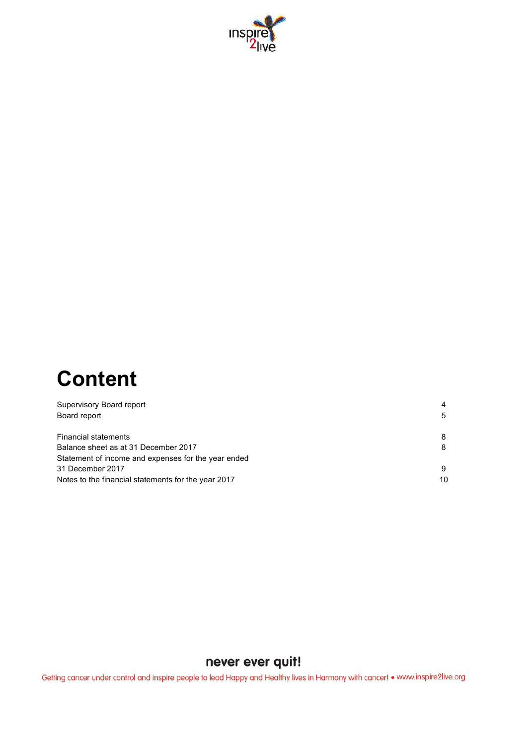# Content

| | |
|---|---|
| Supervisory Board report | 4 |
| Board report | 5 |
| | |
| Financial statements | 8 |
| Balance sheet as at 31 December 2017 | 8 |
| Statement of income and expenses for the year ended 31 December 2017 | 9 |
| Notes to the financial statements for the year 2017 | 10 |

never ever quit!

Getting cancer under control and inspire people to lead Happy and Healthy lives in Harmony with cancer! • www.inspire2live.org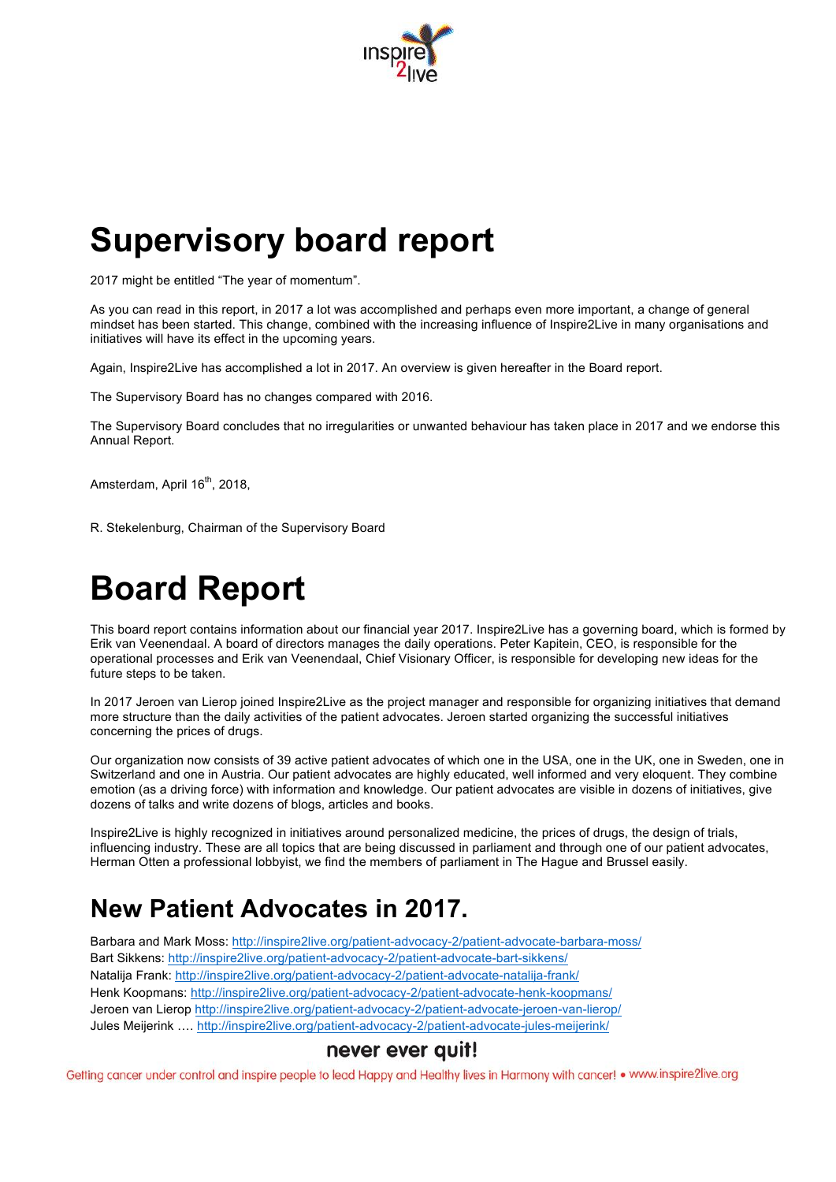# Supervisory board report

2017 might be entitled "The year of momentum".

As you can read in this report, in 2017 a lot was accomplished and perhaps even more important, a change of general mindset has been started. This change, combined with the increasing influence of Inspire2Live in many organisations and initiatives will have its effect in the upcoming years.

Again, Inspire2Live has accomplished a lot in 2017. An overview is given hereafter in the Board report.

The Supervisory Board has no changes compared with 2016.

The Supervisory Board concludes that no irregularities or unwanted behaviour has taken place in 2017 and we endorse this Annual Report.

Amsterdam, April 16th, 2018,

R. Stekelenburg, Chairman of the Supervisory Board

# Board Report

This board report contains information about our financial year 2017. Inspire2Live has a governing board, which is formed by Erik van Veenendaal. A board of directors manages the daily operations. Peter Kapitein, CEO, is responsible for the operational processes and Erik van Veenendaal, Chief Visionary Officer, is responsible for developing new ideas for the future steps to be taken.

In 2017 Jeroen van Lierop joined Inspire2Live as the project manager and responsible for organizing initiatives that demand more structure than the daily activities of the patient advocates. Jeroen started organizing the successful initiatives concerning the prices of drugs.

Our organization now consists of 39 active patient advocates of which one in the USA, one in the UK, one in Sweden, one in Switzerland and one in Austria. Our patient advocates are highly educated, well informed and very eloquent. They combine emotion (as a driving force) with information and knowledge. Our patient advocates are visible in dozens of initiatives, give dozens of talks and write dozens of blogs, articles and books.

Inspire2Live is highly recognized in initiatives around personalized medicine, the prices of drugs, the design of trials, influencing industry. These are all topics that are being discussed in parliament and through one of our patient advocates, Herman Otten a professional lobbyist, we find the members of parliament in The Hague and Brussel easily.

## New Patient Advocates in 2017.

Barbara and Mark Moss: http://inspire2live.org/patient-advocacy-2/patient-advocate-barbara-moss/
Bart Sikkens: http://inspire2live.org/patient-advocacy-2/patient-advocate-bart-sikkens/
Natalija Frank: http://inspire2live.org/patient-advocacy-2/patient-advocate-natalija-frank/
Henk Koopmans: http://inspire2live.org/patient-advocacy-2/patient-advocate-henk-koopmans/
Jeroen van Lierop http://inspire2live.org/patient-advocacy-2/patient-advocate-jeroen-van-lierop/
Jules Meijerink …. http://inspire2live.org/patient-advocacy-2/patient-advocate-jules-meijerink/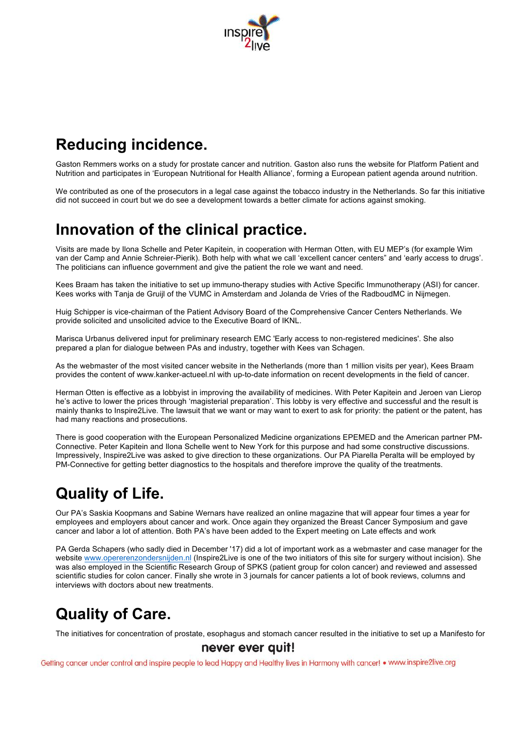## Reducing incidence.

Gaston Remmers works on a study for prostate cancer and nutrition. Gaston also runs the website for Platform Patient and Nutrition and participates in 'European Nutritional for Health Alliance', forming a European patient agenda around nutrition.

We contributed as one of the prosecutors in a legal case against the tobacco industry in the Netherlands. So far this initiative did not succeed in court but we do see a development towards a better climate for actions against smoking.

## Innovation of the clinical practice.

Visits are made by Ilona Schelle and Peter Kapitein, in cooperation with Herman Otten, with EU MEP's (for example Wim van der Camp and Annie Schreier-Pierik). Both help with what we call 'excellent cancer centers" and 'early access to drugs'. The politicians can influence government and give the patient the role we want and need.

Kees Braam has taken the initiative to set up immuno-therapy studies with Active Specific Immunotherapy (ASI) for cancer. Kees works with Tanja de Gruijl of the VUMC in Amsterdam and Jolanda de Vries of the RadboudMC in Nijmegen.

Huig Schipper is vice-chairman of the Patient Advisory Board of the Comprehensive Cancer Centers Netherlands. We provide solicited and unsolicited advice to the Executive Board of IKNL.

Marisca Urbanus delivered input for preliminary research EMC 'Early access to non-registered medicines'. She also prepared a plan for dialogue between PAs and industry, together with Kees van Schagen.

As the webmaster of the most visited cancer website in the Netherlands (more than 1 million visits per year), Kees Braam provides the content of www.kanker-actueel.nl with up-to-date information on recent developments in the field of cancer.

Herman Otten is effective as a lobbyist in improving the availability of medicines. With Peter Kapitein and Jeroen van Lierop he's active to lower the prices through 'magisterial preparation'. This lobby is very effective and successful and the result is mainly thanks to Inspire2Live. The lawsuit that we want or may want to exert to ask for priority: the patient or the patent, has had many reactions and prosecutions.

There is good cooperation with the European Personalized Medicine organizations EPEMED and the American partner PM-Connective. Peter Kapitein and Ilona Schelle went to New York for this purpose and had some constructive discussions. Impressively, Inspire2Live was asked to give direction to these organizations. Our PA Piarella Peralta will be employed by PM-Connective for getting better diagnostics to the hospitals and therefore improve the quality of the treatments.

## Quality of Life.

Our PA's Saskia Koopmans and Sabine Wernars have realized an online magazine that will appear four times a year for employees and employers about cancer and work. Once again they organized the Breast Cancer Symposium and gave cancer and labor a lot of attention. Both PA's have been added to the Expert meeting on Late effects and work

PA Gerda Schapers (who sadly died in December '17) did a lot of important work as a webmaster and case manager for the website [www.opererenzondersnijden.nl](www.opererenzondersnijden.nl) (Inspire2Live is one of the two initiators of this site for surgery without incision). She was also employed in the Scientific Research Group of SPKS (patient group for colon cancer) and reviewed and assessed scientific studies for colon cancer. Finally she wrote in 3 journals for cancer patients a lot of book reviews, columns and interviews with doctors about new treatments.

## Quality of Care.

The initiatives for concentration of prostate, esophagus and stomach cancer resulted in the initiative to set up a Manifesto for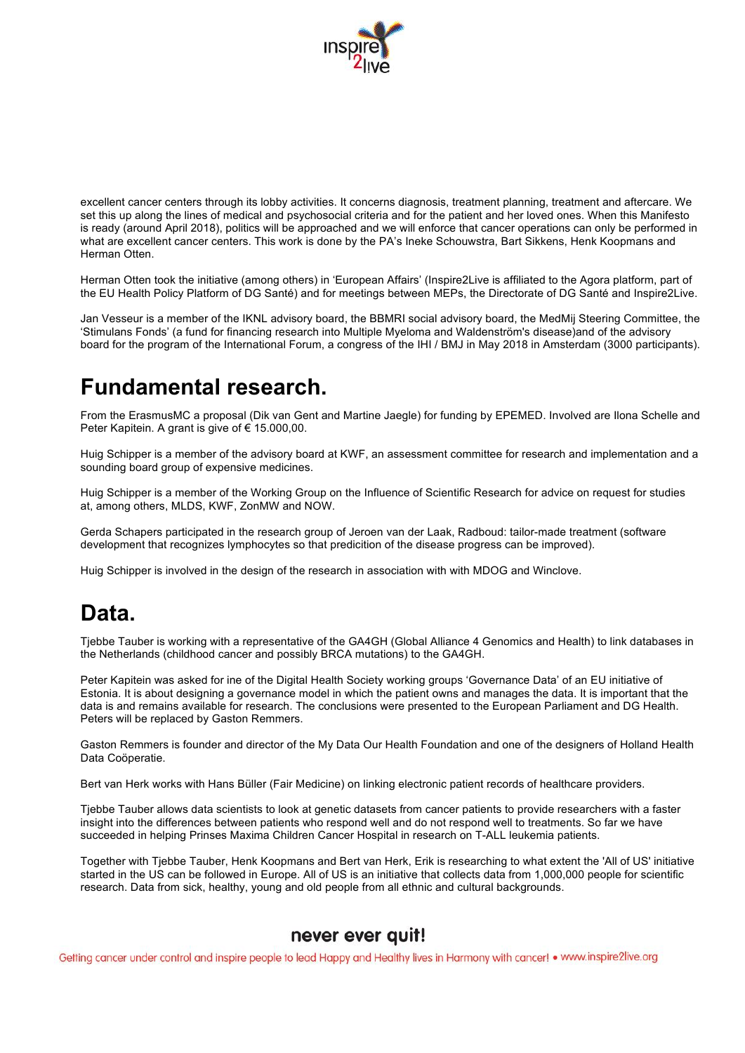excellent cancer centers through its lobby activities. It concerns diagnosis, treatment planning, treatment and aftercare. We set this up along the lines of medical and psychosocial criteria and for the patient and her loved ones. When this Manifesto is ready (around April 2018), politics will be approached and we will enforce that cancer operations can only be performed in what are excellent cancer centers. This work is done by the PA's Ineke Schouwstra, Bart Sikkens, Henk Koopmans and Herman Otten.

Herman Otten took the initiative (among others) in 'European Affairs' (Inspire2Live is affiliated to the Agora platform, part of the EU Health Policy Platform of DG Santé) and for meetings between MEPs, the Directorate of DG Santé and Inspire2Live.

Jan Vesseur is a member of the IKNL advisory board, the BBMRI social advisory board, the MedMij Steering Committee, the 'Stimulans Fonds' (a fund for financing research into Multiple Myeloma and Waldenström's disease)and of the advisory board for the program of the International Forum, a congress of the IHI / BMJ in May 2018 in Amsterdam (3000 participants).

# Fundamental research.

From the ErasmusMC a proposal (Dik van Gent and Martine Jaegle) for funding by EPEMED. Involved are Ilona Schelle and Peter Kapitein. A grant is give of € 15.000,00.

Huig Schipper is a member of the advisory board at KWF, an assessment committee for research and implementation and a sounding board group of expensive medicines.

Huig Schipper is a member of the Working Group on the Influence of Scientific Research for advice on request for studies at, among others, MLDS, KWF, ZonMW and NOW.

Gerda Schapers participated in the research group of Jeroen van der Laak, Radboud: tailor-made treatment (software development that recognizes lymphocytes so that predicition of the disease progress can be improved).

Huig Schipper is involved in the design of the research in association with with MDOG and Winclove.

# Data.

Tjebbe Tauber is working with a representative of the GA4GH (Global Alliance 4 Genomics and Health) to link databases in the Netherlands (childhood cancer and possibly BRCA mutations) to the GA4GH.

Peter Kapitein was asked for ine of the Digital Health Society working groups 'Governance Data' of an EU initiative of Estonia. It is about designing a governance model in which the patient owns and manages the data. It is important that the data is and remains available for research. The conclusions were presented to the European Parliament and DG Health. Peters will be replaced by Gaston Remmers.

Gaston Remmers is founder and director of the My Data Our Health Foundation and one of the designers of Holland Health Data Coöperatie.

Bert van Herk works with Hans Büller (Fair Medicine) on linking electronic patient records of healthcare providers.

Tjebbe Tauber allows data scientists to look at genetic datasets from cancer patients to provide researchers with a faster insight into the differences between patients who respond well and do not respond well to treatments. So far we have succeeded in helping Prinses Maxima Children Cancer Hospital in research on T-ALL leukemia patients.

Together with Tjebbe Tauber, Henk Koopmans and Bert van Herk, Erik is researching to what extent the 'All of US' initiative started in the US can be followed in Europe. All of US is an initiative that collects data from 1,000,000 people for scientific research. Data from sick, healthy, young and old people from all ethnic and cultural backgrounds.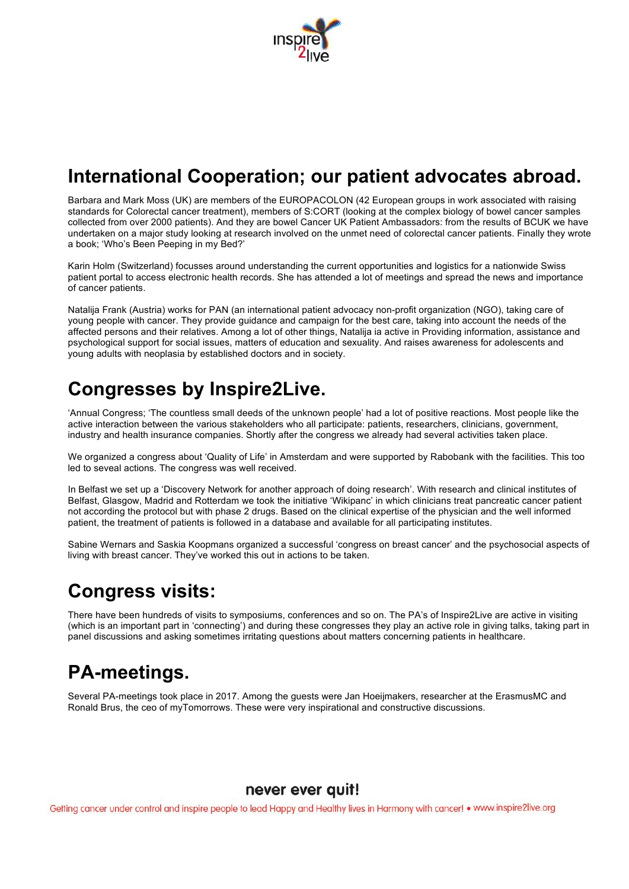## International Cooperation; our patient advocates abroad.

Barbara and Mark Moss (UK) are members of the EUROPACOLON (42 European groups in work associated with raising standards for Colorectal cancer treatment), members of S:CORT (looking at the complex biology of bowel cancer samples collected from over 2000 patients). And they are bowel Cancer UK Patient Ambassadors: from the results of BCUK we have undertaken on a major study looking at research involved on the unmet need of colorectal cancer patients. Finally they wrote a book; 'Who's Been Peeping in my Bed?'

Karin Holm (Switzerland) focusses around understanding the current opportunities and logistics for a nationwide Swiss patient portal to access electronic health records. She has attended a lot of meetings and spread the news and importance of cancer patients.

Natalija Frank (Austria) works for PAN (an international patient advocacy non-profit organization (NGO), taking care of young people with cancer. They provide guidance and campaign for the best care, taking into account the needs of the affected persons and their relatives. Among a lot of other things, Natalija ia active in Providing information, assistance and psychological support for social issues, matters of education and sexuality. And raises awareness for adolescents and young adults with neoplasia by established doctors and in society.

## Congresses by Inspire2Live.

'Annual Congress; 'The countless small deeds of the unknown people' had a lot of positive reactions. Most people like the active interaction between the various stakeholders who all participate: patients, researchers, clinicians, government, industry and health insurance companies. Shortly after the congress we already had several activities taken place.

We organized a congress about 'Quality of Life' in Amsterdam and were supported by Rabobank with the facilities. This too led to seveal actions. The congress was well received.

In Belfast we set up a 'Discovery Network for another approach of doing research'. With research and clinical institutes of Belfast, Glasgow, Madrid and Rotterdam we took the initiative 'Wikipanc' in which clinicians treat pancreatic cancer patient not according the protocol but with phase 2 drugs. Based on the clinical expertise of the physician and the well informed patient, the treatment of patients is followed in a database and available for all participating institutes.

Sabine Wernars and Saskia Koopmans organized a successful 'congress on breast cancer' and the psychosocial aspects of living with breast cancer. They've worked this out in actions to be taken.

## Congress visits:

There have been hundreds of visits to symposiums, conferences and so on. The PA's of Inspire2Live are active in visiting (which is an important part in 'connecting') and during these congresses they play an active role in giving talks, taking part in panel discussions and asking sometimes irritating questions about matters concerning patients in healthcare.

## PA-meetings.

Several PA-meetings took place in 2017. Among the guests were Jan Hoeijmakers, researcher at the ErasmusMC and Ronald Brus, the ceo of myTomorrows. These were very inspirational and constructive discussions.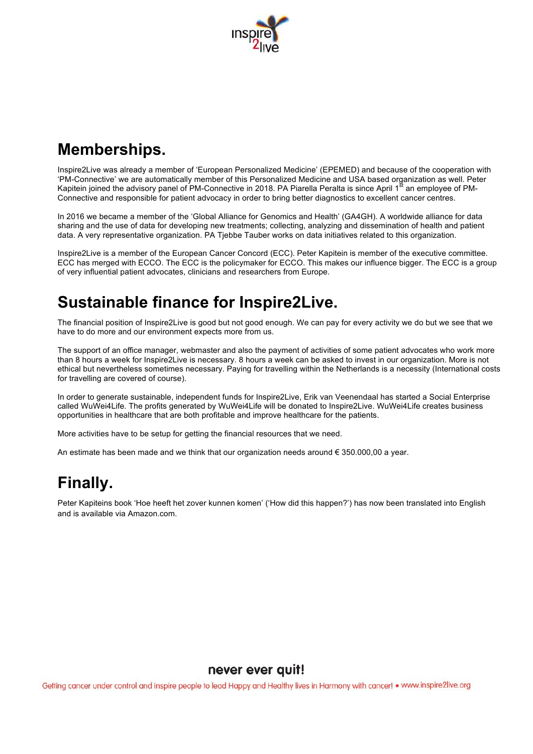## Memberships.

Inspire2Live was already a member of 'European Personalized Medicine' (EPEMED) and because of the cooperation with 'PM-Connective' we are automatically member of this Personalized Medicine and USA based organization as well. Peter Kapitein joined the advisory panel of PM-Connective in 2018. PA Piarella Peralta is since April 1st an employee of PM-Connective and responsible for patient advocacy in order to bring better diagnostics to excellent cancer centres.

In 2016 we became a member of the 'Global Alliance for Genomics and Health' (GA4GH). A worldwide alliance for data sharing and the use of data for developing new treatments; collecting, analyzing and dissemination of health and patient data. A very representative organization. PA Tjebbe Tauber works on data initiatives related to this organization.

Inspire2Live is a member of the European Cancer Concord (ECC). Peter Kapitein is member of the executive committee. ECC has merged with ECCO. The ECC is the policymaker for ECCO. This makes our influence bigger. The ECC is a group of very influential patient advocates, clinicians and researchers from Europe.

## Sustainable finance for Inspire2Live.

The financial position of Inspire2Live is good but not good enough. We can pay for every activity we do but we see that we have to do more and our environment expects more from us.

The support of an office manager, webmaster and also the payment of activities of some patient advocates who work more than 8 hours a week for Inspire2Live is necessary. 8 hours a week can be asked to invest in our organization. More is not ethical but nevertheless sometimes necessary. Paying for travelling within the Netherlands is a necessity (International costs for travelling are covered of course).

In order to generate sustainable, independent funds for Inspire2Live, Erik van Veenendaal has started a Social Enterprise called WuWei4Life. The profits generated by WuWei4Life will be donated to Inspire2Live. WuWei4Life creates business opportunities in healthcare that are both profitable and improve healthcare for the patients.

More activities have to be setup for getting the financial resources that we need.

An estimate has been made and we think that our organization needs around € 350.000,00 a year.

## Finally.

Peter Kapiteins book 'Hoe heeft het zover kunnen komen' ('How did this happen?') has now been translated into English and is available via Amazon.com.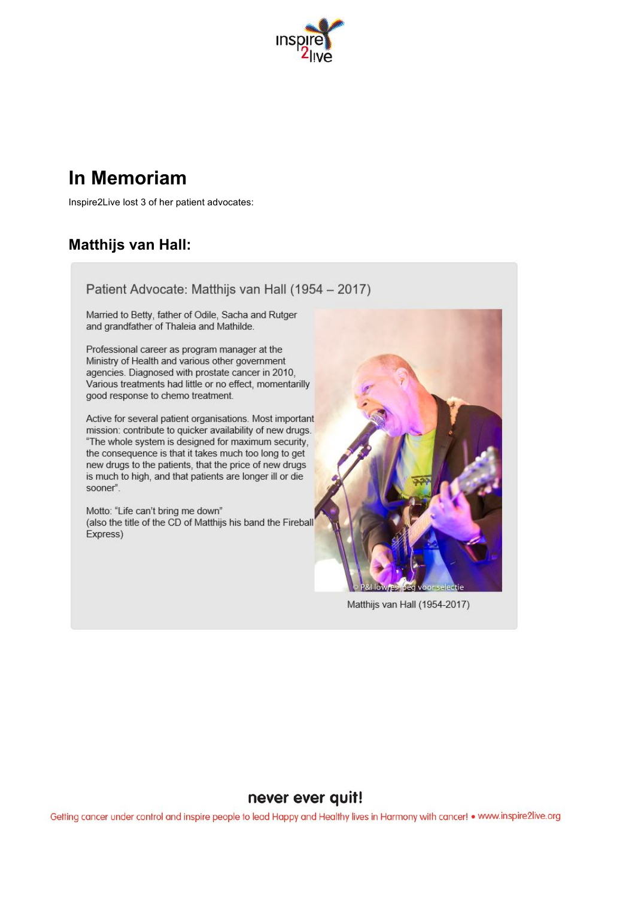# In Memoriam

Inspire2Live lost 3 of her patient advocates:

## Matthijs van Hall:

### Patient Advocate: Matthijs van Hall (1954 – 2017)

Married to Betty, father of Odile, Sacha and Rutger and grandfather of Thaleia and Mathilde.

Professional career as program manager at the Ministry of Health and various other government agencies. Diagnosed with prostate cancer in 2010, Various treatments had little or no effect, momentarilly good response to chemo treatment.

Active for several patient organisations. Most important mission: contribute to quicker availability of new drugs. "The whole system is designed for maximum security, the consequence is that it takes much too long to get new drugs to the patients, that the price of new drugs is much to high, and that patients are longer ill or die sooner".

Motto: "Life can't bring me down"
(also the title of the CD of Matthijs his band the Fireball Express)

© P&I lowres jpeg voor selectie

Matthijs van Hall (1954-2017)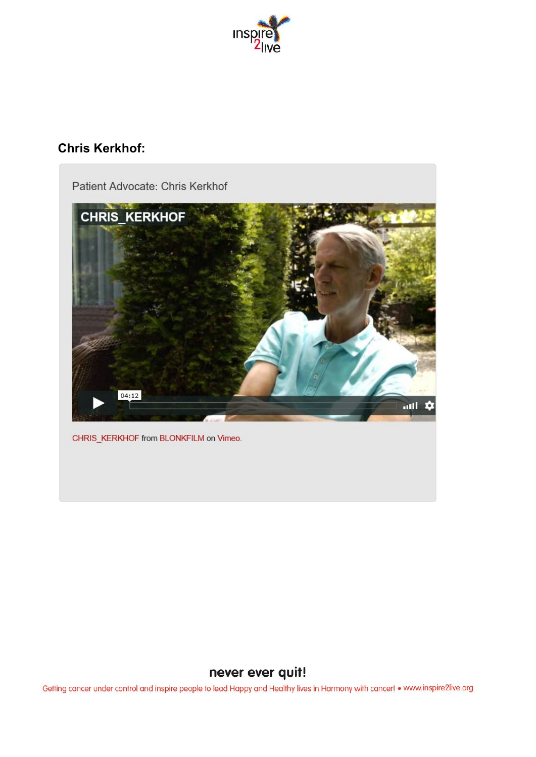**Chris Kerkhof:**

Patient Advocate: Chris Kerkhof

CHRIS_KERKHOF from BLONKFILM on Vimeo.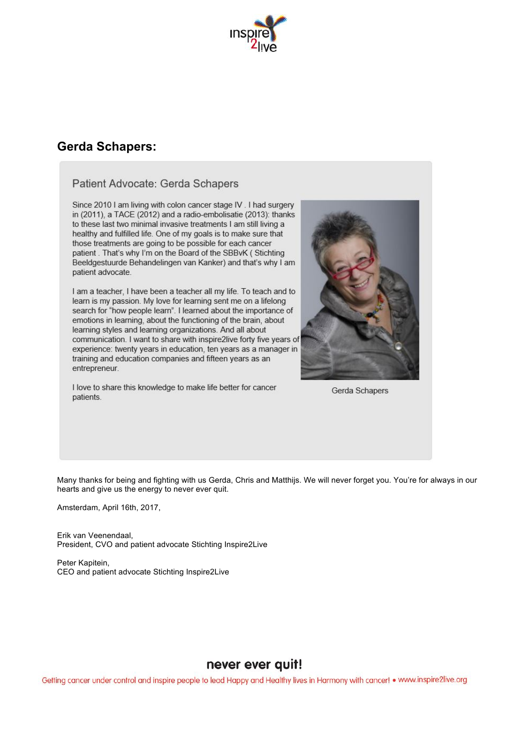## Gerda Schapers:

### Patient Advocate: Gerda Schapers

Since 2010 I am living with colon cancer stage IV . I had surgery in (2011), a TACE (2012) and a radio-embolisatie (2013): thanks to these last two minimal invasive treatments I am still living a healthy and fulfilled life. One of my goals is to make sure that those treatments are going to be possible for each cancer patient . That's why I'm on the Board of the SBBvK ( Stichting Beeldgestuurde Behandelingen van Kanker) and that's why I am patient advocate.

I am a teacher, I have been a teacher all my life. To teach and to learn is my passion. My love for learning sent me on a lifelong search for "how people learn". I learned about the importance of emotions in learning, about the functioning of the brain, about learning styles and learning organizations. And all about communication. I want to share with inspire2live forty five years of experience: twenty years in education, ten years as a manager in training and education companies and fifteen years as an entrepreneur.

I love to share this knowledge to make life better for cancer patients.

Gerda Schapers

Many thanks for being and fighting with us Gerda, Chris and Matthijs. We will never forget you. You're for always in our hearts and give us the energy to never ever quit.

Amsterdam, April 16th, 2017,

Erik van Veenendaal,
President, CVO and patient advocate Stichting Inspire2Live

Peter Kapitein,
CEO and patient advocate Stichting Inspire2Live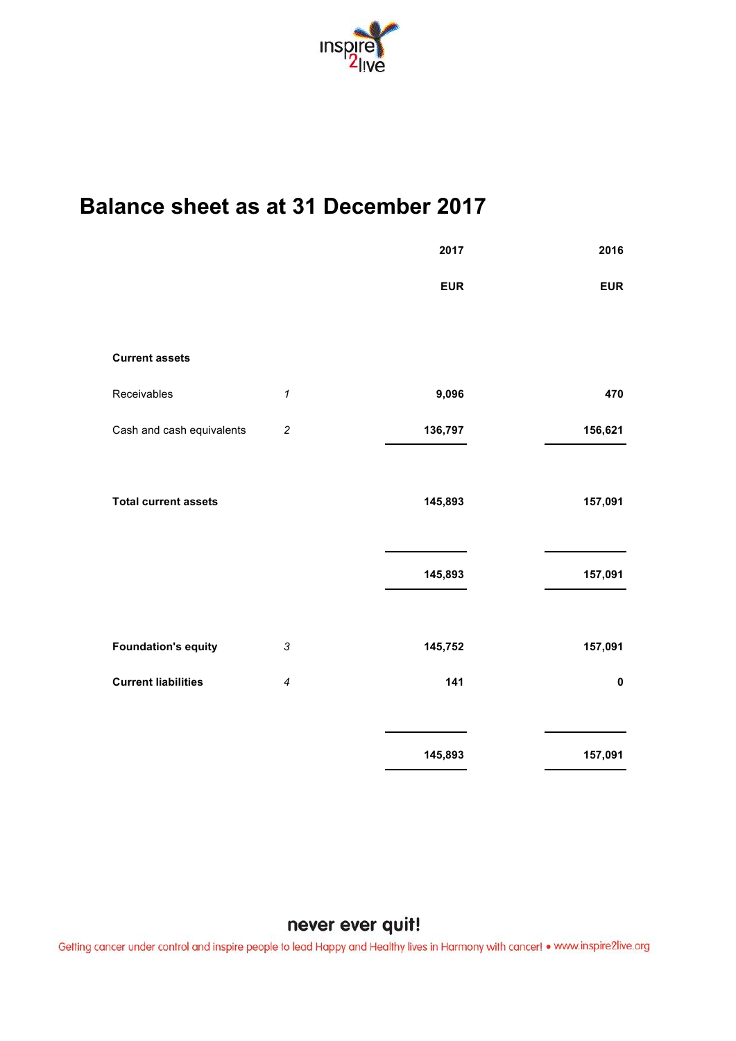# Balance sheet as at 31 December 2017

| | | 2017 | 2016 |
|---|---|---|---|
| | | **EUR** | **EUR** |
| **Current assets** | | | |
| Receivables | *1* | **9,096** | **470** |
| Cash and cash equivalents | *2* | **136,797** | **156,621** |
| **Total current assets** | | **145,893** | **157,091** |
| | | **145,893** | **157,091** |
| **Foundation's equity** | *3* | **145,752** | **157,091** |
| **Current liabilities** | *4* | **141** | **0** |
| | | **145,893** | **157,091** |

**never ever quit!**

Getting cancer under control and inspire people to lead Happy and Healthy lives in Harmony with cancer! • www.inspire2live.org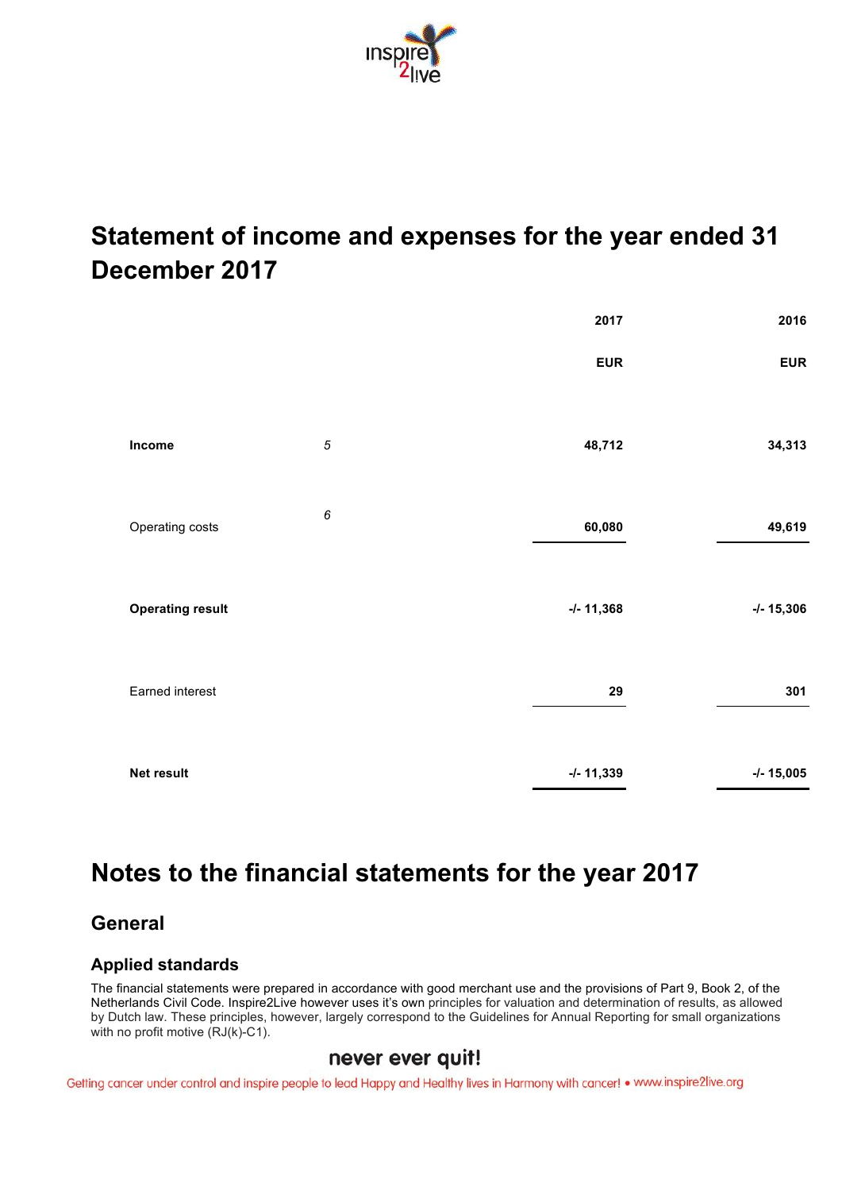## Statement of income and expenses for the year ended 31 December 2017

| | | 2017 | 2016 |
|---|---|---|---|
| | | EUR | EUR |
| **Income** | *5* | **48,712** | **34,313** |
| Operating costs | *6* | **60,080** | **49,619** |
| **Operating result** | | **-/- 11,368** | **-/- 15,306** |
| Earned interest | | **29** | **301** |
| **Net result** | | **-/- 11,339** | **-/- 15,005** |

## Notes to the financial statements for the year 2017

### General

#### Applied standards

The financial statements were prepared in accordance with good merchant use and the provisions of Part 9, Book 2, of the Netherlands Civil Code. Inspire2Live however uses it's own principles for valuation and determination of results, as allowed by Dutch law. These principles, however, largely correspond to the Guidelines for Annual Reporting for small organizations with no profit motive (RJ(k)-C1).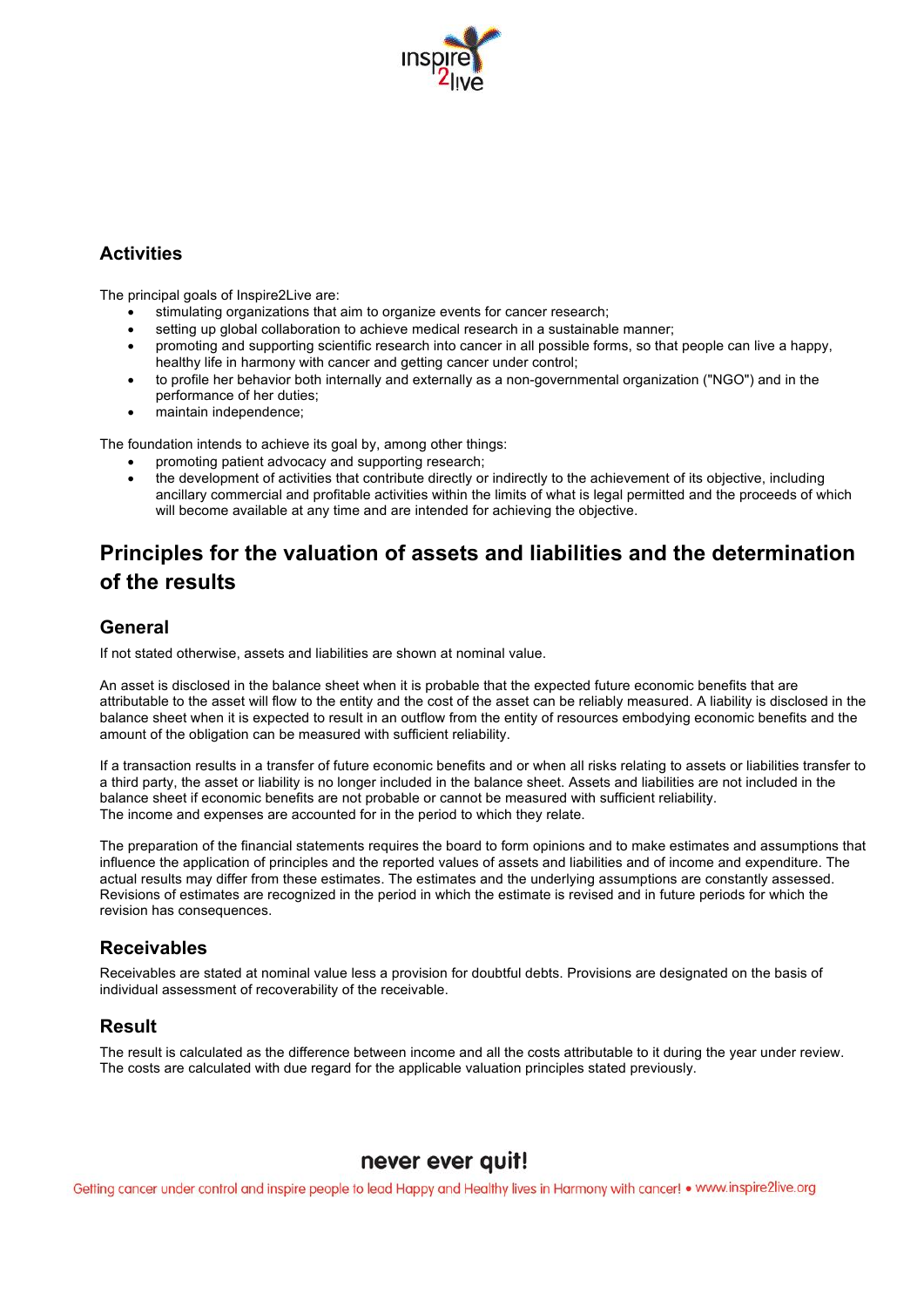## Activities

The principal goals of Inspire2Live are:

- stimulating organizations that aim to organize events for cancer research;
- setting up global collaboration to achieve medical research in a sustainable manner;
- promoting and supporting scientific research into cancer in all possible forms, so that people can live a happy, healthy life in harmony with cancer and getting cancer under control;
- to profile her behavior both internally and externally as a non-governmental organization ("NGO") and in the performance of her duties;
- maintain independence;

The foundation intends to achieve its goal by, among other things:

- promoting patient advocacy and supporting research;
- the development of activities that contribute directly or indirectly to the achievement of its objective, including ancillary commercial and profitable activities within the limits of what is legal permitted and the proceeds of which will become available at any time and are intended for achieving the objective.

# Principles for the valuation of assets and liabilities and the determination of the results

## General

If not stated otherwise, assets and liabilities are shown at nominal value.

An asset is disclosed in the balance sheet when it is probable that the expected future economic benefits that are attributable to the asset will flow to the entity and the cost of the asset can be reliably measured. A liability is disclosed in the balance sheet when it is expected to result in an outflow from the entity of resources embodying economic benefits and the amount of the obligation can be measured with sufficient reliability.

If a transaction results in a transfer of future economic benefits and or when all risks relating to assets or liabilities transfer to a third party, the asset or liability is no longer included in the balance sheet. Assets and liabilities are not included in the balance sheet if economic benefits are not probable or cannot be measured with sufficient reliability.
The income and expenses are accounted for in the period to which they relate.

The preparation of the financial statements requires the board to form opinions and to make estimates and assumptions that influence the application of principles and the reported values of assets and liabilities and of income and expenditure. The actual results may differ from these estimates. The estimates and the underlying assumptions are constantly assessed. Revisions of estimates are recognized in the period in which the estimate is revised and in future periods for which the revision has consequences.

## Receivables

Receivables are stated at nominal value less a provision for doubtful debts. Provisions are designated on the basis of individual assessment of recoverability of the receivable.

## Result

The result is calculated as the difference between income and all the costs attributable to it during the year under review. The costs are calculated with due regard for the applicable valuation principles stated previously.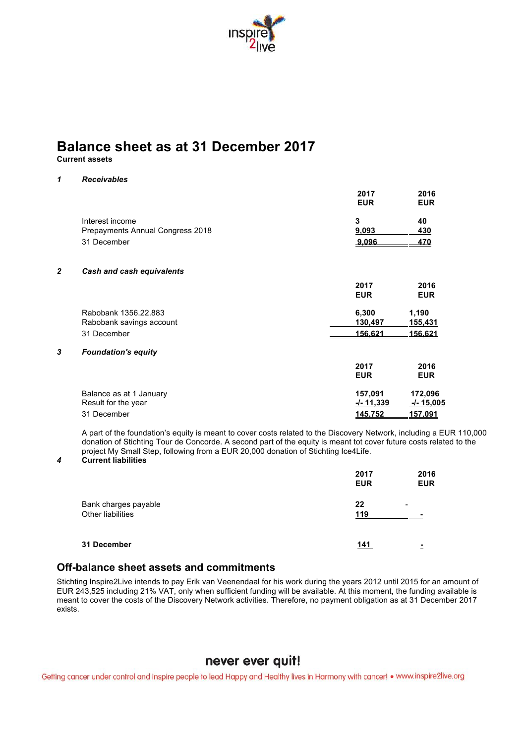# Balance sheet as at 31 December 2017

**Current assets**

### 1 *Receivables*

| | 2017 EUR | 2016 EUR |
|---|---|---|
| Interest income | 3 | 40 |
| Prepayments Annual Congress 2018 | 9,093 | 430 |
| 31 December | 9,096 | 470 |

### 2 *Cash and cash equivalents*

| | 2017 EUR | 2016 EUR |
|---|---|---|
| Rabobank 1356.22.883 | 6,300 | 1,190 |
| Rabobank savings account | 130,497 | 155,431 |
| 31 December | 156,621 | 156,621 |

### 3 *Foundation's equity*

| | 2017 EUR | 2016 EUR |
|---|---|---|
| Balance as at 1 January | 157,091 | 172,096 |
| Result for the year | -/- 11,339 | -/- 15,005 |
| 31 December | 145,752 | 157,091 |

A part of the foundation's equity is meant to cover costs related to the Discovery Network, including a EUR 110,000 donation of Stichting Tour de Concorde. A second part of the equity is meant tot cover future costs related to the project My Small Step, following from a EUR 20,000 donation of Stichting Ice4Life.

### 4 **Current liabilities**

| | 2017 EUR | 2016 EUR |
|---|---|---|
| Bank charges payable | 22 | - |
| Other liabilities | 119 | - |
| **31 December** | 141 | - |

## Off-balance sheet assets and commitments

Stichting Inspire2Live intends to pay Erik van Veenendaal for his work during the years 2012 until 2015 for an amount of EUR 243,525 including 21% VAT, only when sufficient funding will be available. At this moment, the funding available is meant to cover the costs of the Discovery Network activities. Therefore, no payment obligation as at 31 December 2017 exists.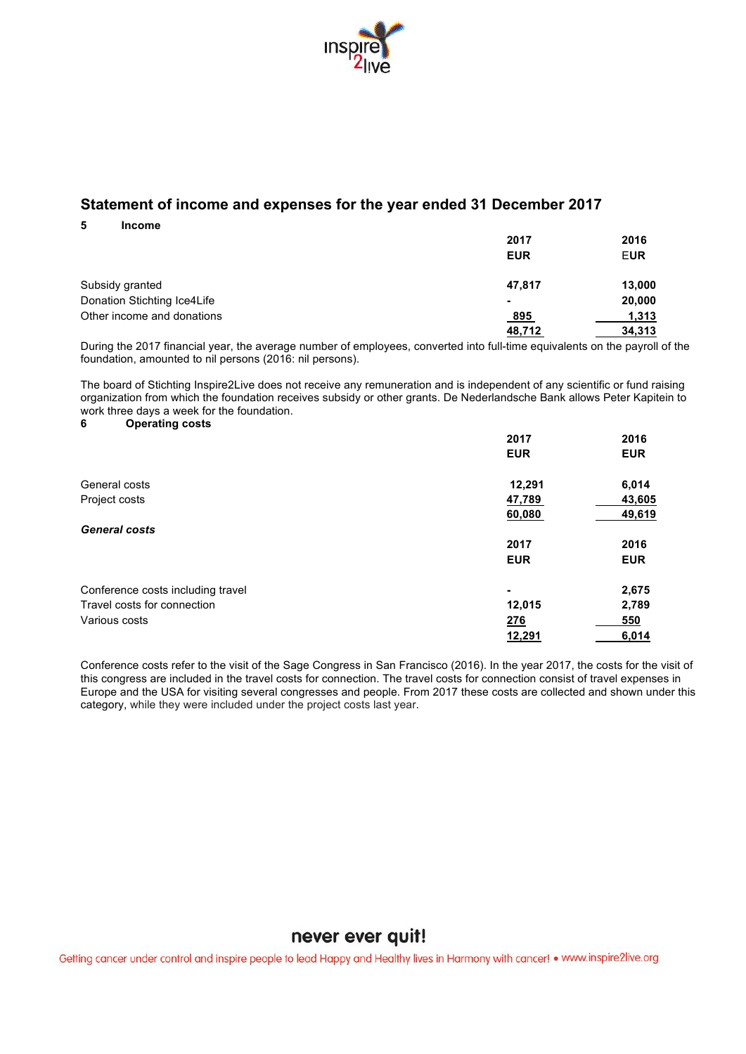## Statement of income and expenses for the year ended 31 December 2017

### 5 Income

| | 2017 EUR | 2016 EUR |
|---|---|---|
| Subsidy granted | 47,817 | 13,000 |
| Donation Stichting Ice4Life | - | 20,000 |
| Other income and donations | 895 | 1,313 |
| | 48,712 | 34,313 |

During the 2017 financial year, the average number of employees, converted into full-time equivalents on the payroll of the foundation, amounted to nil persons (2016: nil persons).

The board of Stichting Inspire2Live does not receive any remuneration and is independent of any scientific or fund raising organization from which the foundation receives subsidy or other grants. De Nederlandsche Bank allows Peter Kapitein to work three days a week for the foundation.

### 6 Operating costs

| | 2017 EUR | 2016 EUR |
|---|---|---|
| General costs | 12,291 | 6,014 |
| Project costs | 47,789 | 43,605 |
| | 60,080 | 49,619 |

***General costs***

| | 2017 EUR | 2016 EUR |
|---|---|---|
| Conference costs including travel | - | 2,675 |
| Travel costs for connection | 12,015 | 2,789 |
| Various costs | 276 | 550 |
| | 12,291 | 6,014 |

Conference costs refer to the visit of the Sage Congress in San Francisco (2016). In the year 2017, the costs for the visit of this congress are included in the travel costs for connection. The travel costs for connection consist of travel expenses in Europe and the USA for visiting several congresses and people. From 2017 these costs are collected and shown under this category, while they were included under the project costs last year.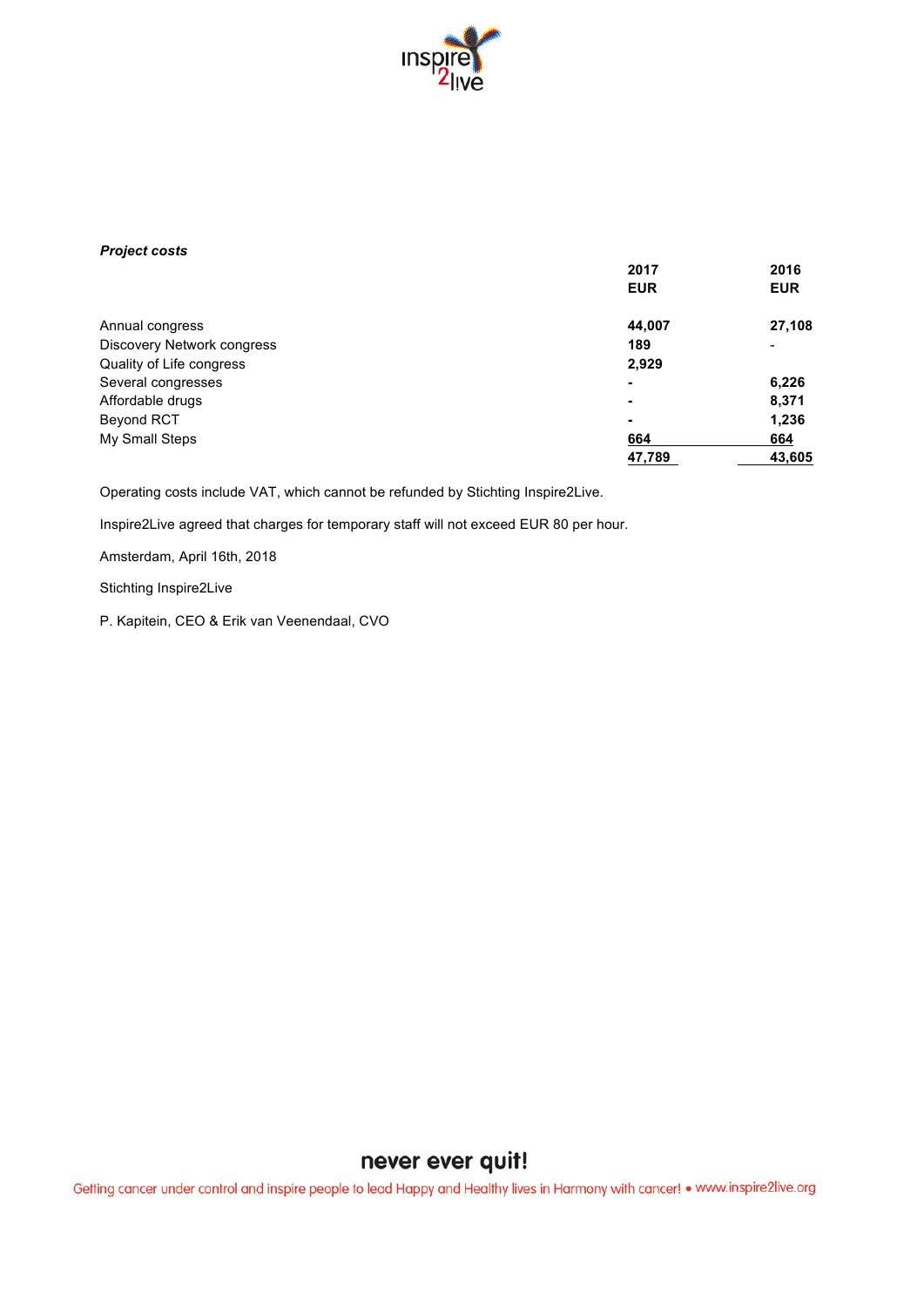***Project costs***

| | 2017<br>EUR | 2016<br>EUR |
|---|---|---|
| Annual congress | **44,007** | **27,108** |
| Discovery Network congress | **189** | - |
| Quality of Life congress | **2,929** | |
| Several congresses | **-** | **6,226** |
| Affordable drugs | **-** | **8,371** |
| Beyond RCT | **-** | **1,236** |
| My Small Steps | **664** | **664** |
| | **47,789** | **43,605** |

Operating costs include VAT, which cannot be refunded by Stichting Inspire2Live.

Inspire2Live agreed that charges for temporary staff will not exceed EUR 80 per hour.

Amsterdam, April 16th, 2018

Stichting Inspire2Live

P. Kapitein, CEO & Erik van Veenendaal, CVO